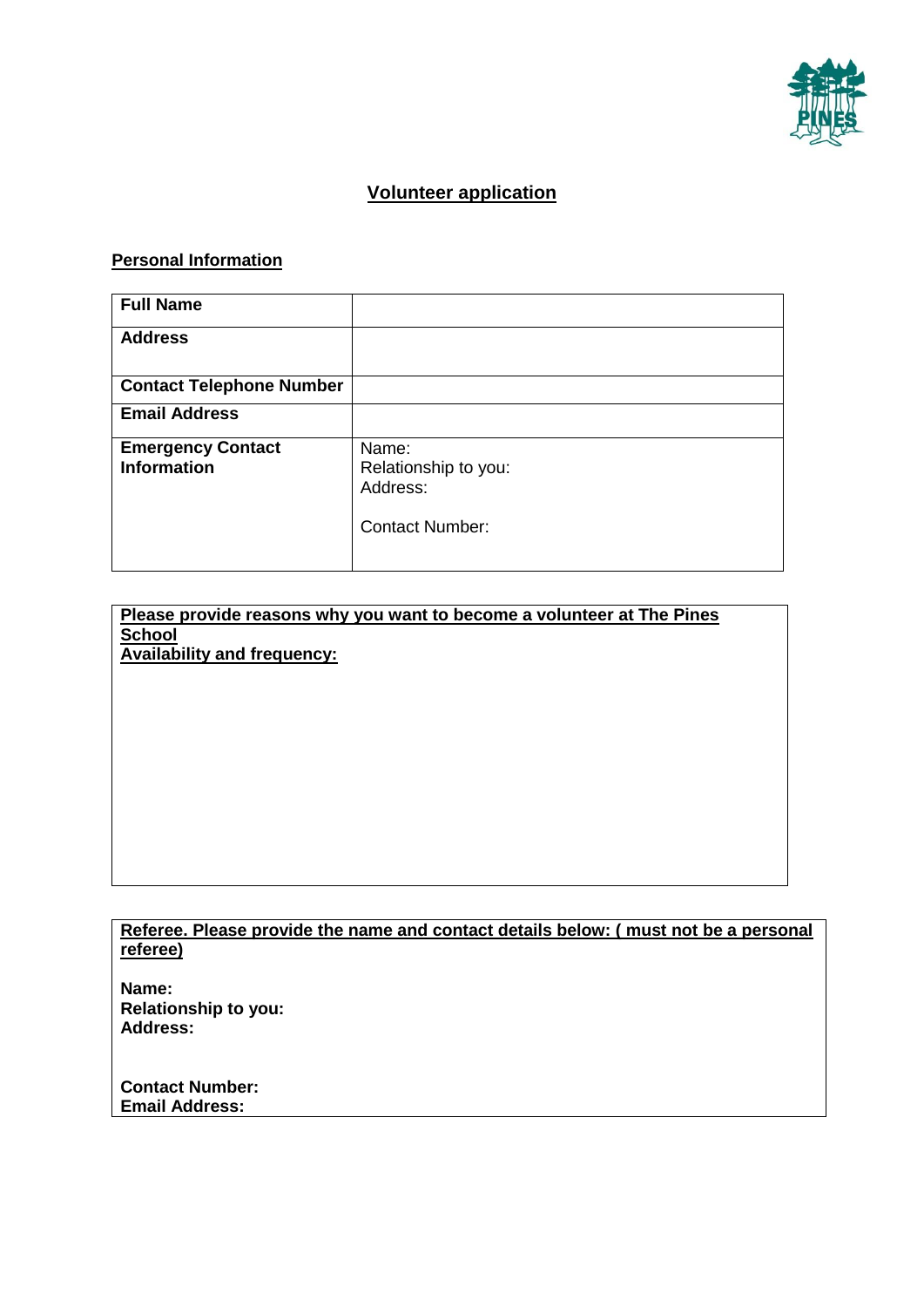# Volunteer application

## Personal Information

| **Full Name** | |
|---|---|
| **Address** | |
| **Contact Telephone Number** | |
| **Email Address** | |
| **Emergency Contact Information** | Name:<br>Relationship to you:<br>Address:<br><br>Contact Number: |

**Please provide reasons why you want to become a volunteer at The Pines School**

**Availability and frequency:**

**Referee. Please provide the name and contact details below: ( must not be a personal referee)**

**Name:**
**Relationship to you:**
**Address:**

**Contact Number:**
**Email Address:**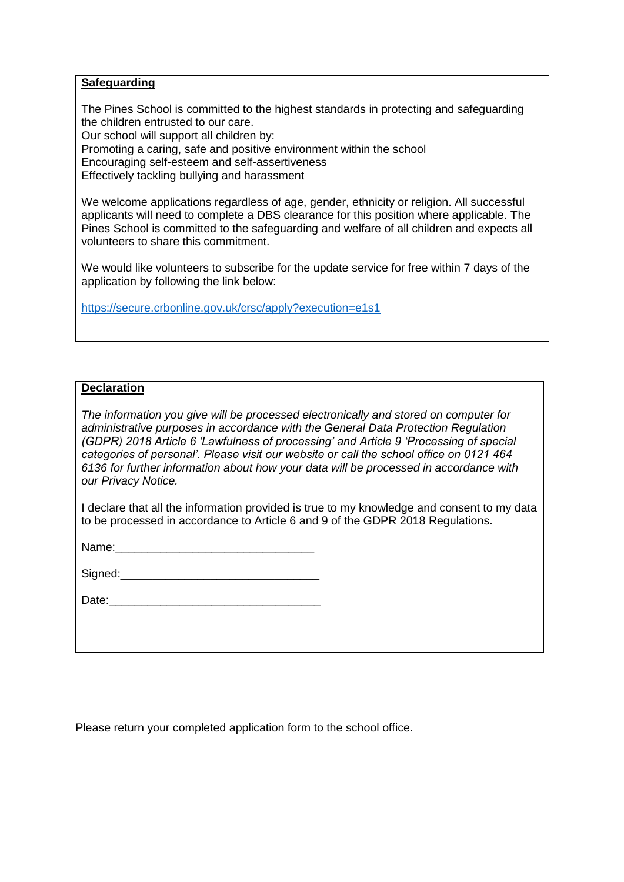**Safeguarding**

The Pines School is committed to the highest standards in protecting and safeguarding the children entrusted to our care.
Our school will support all children by:
Promoting a caring, safe and positive environment within the school
Encouraging self-esteem and self-assertiveness
Effectively tackling bullying and harassment

We welcome applications regardless of age, gender, ethnicity or religion. All successful applicants will need to complete a DBS clearance for this position where applicable. The Pines School is committed to the safeguarding and welfare of all children and expects all volunteers to share this commitment.

We would like volunteers to subscribe for the update service for free within 7 days of the application by following the link below:

https://secure.crbonline.gov.uk/crsc/apply?execution=e1s1

**Declaration**

*The information you give will be processed electronically and stored on computer for administrative purposes in accordance with the General Data Protection Regulation (GDPR) 2018 Article 6 'Lawfulness of processing' and Article 9 'Processing of special categories of personal'. Please visit our website or call the school office on 0121 464 6136 for further information about how your data will be processed in accordance with our Privacy Notice.*

I declare that all the information provided is true to my knowledge and consent to my data to be processed in accordance to Article 6 and 9 of the GDPR 2018 Regulations.

Name:_______________________________

Signed:_______________________________

Date:_________________________________

Please return your completed application form to the school office.